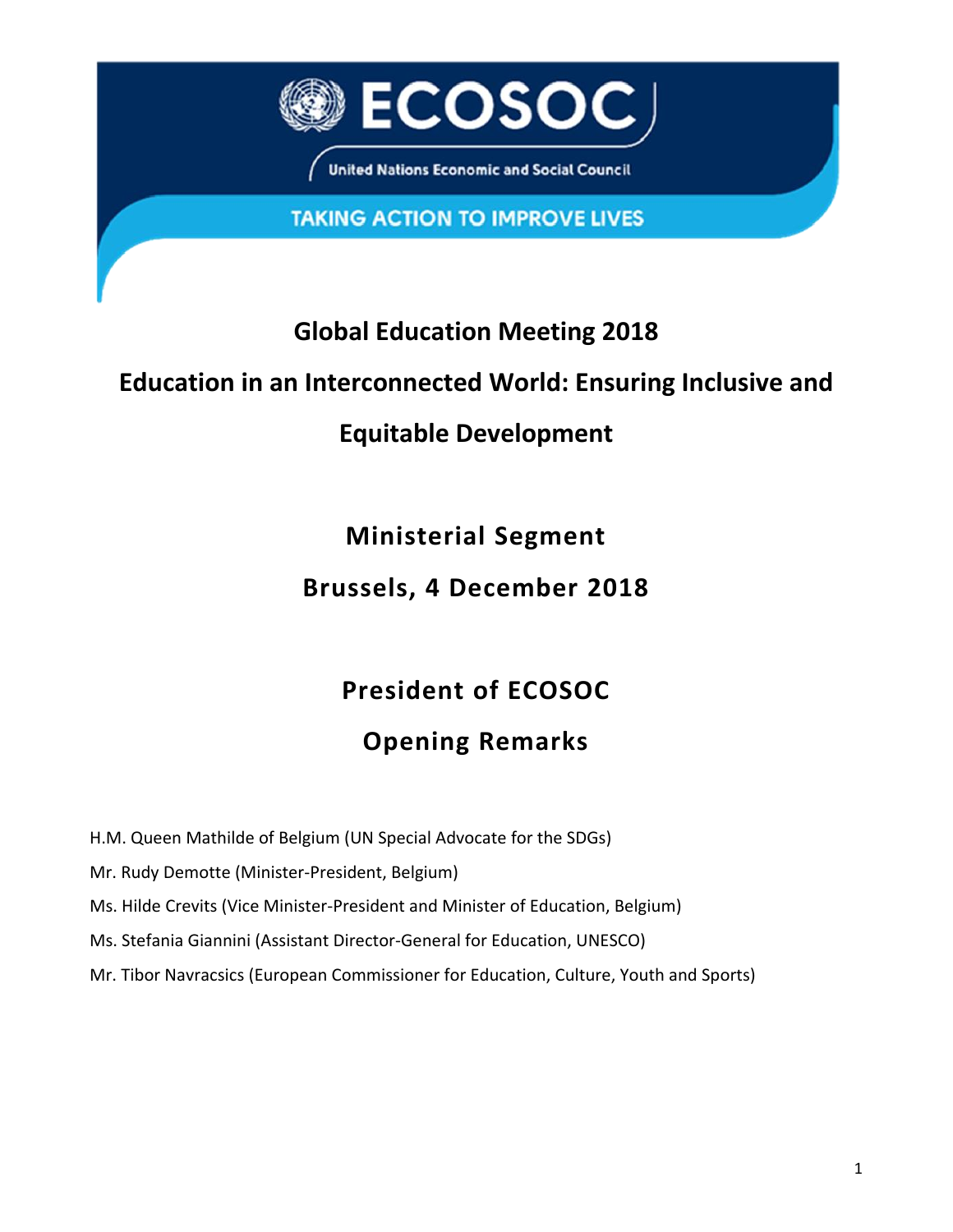ECOSOC

United Nations Economic and Social Council

TAKING ACTION TO IMPROVE LIVES

# Global Education Meeting 2018

## Education in an Interconnected World: Ensuring Inclusive and Equitable Development

## Ministerial Segment

## Brussels, 4 December 2018

## President of ECOSOC

## Opening Remarks

H.M. Queen Mathilde of Belgium (UN Special Advocate for the SDGs)

Mr. Rudy Demotte (Minister-President, Belgium)

Ms. Hilde Crevits (Vice Minister-President and Minister of Education, Belgium)

Ms. Stefania Giannini (Assistant Director-General for Education, UNESCO)

Mr. Tibor Navracsics (European Commissioner for Education, Culture, Youth and Sports)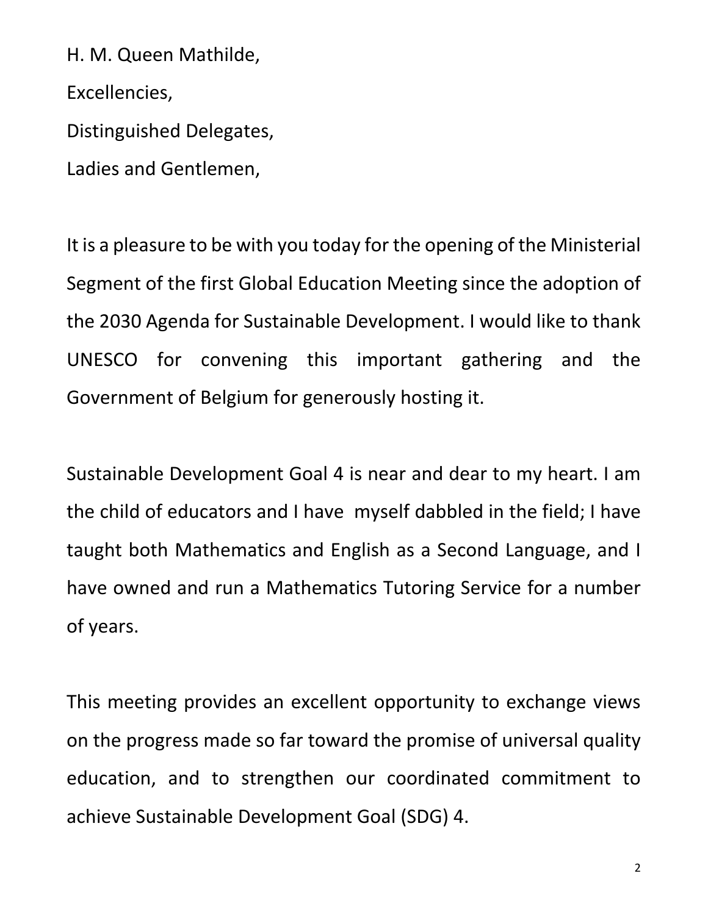H. M. Queen Mathilde,

Excellencies,

Distinguished Delegates,

Ladies and Gentlemen,

It is a pleasure to be with you today for the opening of the Ministerial Segment of the first Global Education Meeting since the adoption of the 2030 Agenda for Sustainable Development. I would like to thank UNESCO for convening this important gathering and the Government of Belgium for generously hosting it.

Sustainable Development Goal 4 is near and dear to my heart. I am the child of educators and I have myself dabbled in the field; I have taught both Mathematics and English as a Second Language, and I have owned and run a Mathematics Tutoring Service for a number of years.

This meeting provides an excellent opportunity to exchange views on the progress made so far toward the promise of universal quality education, and to strengthen our coordinated commitment to achieve Sustainable Development Goal (SDG) 4.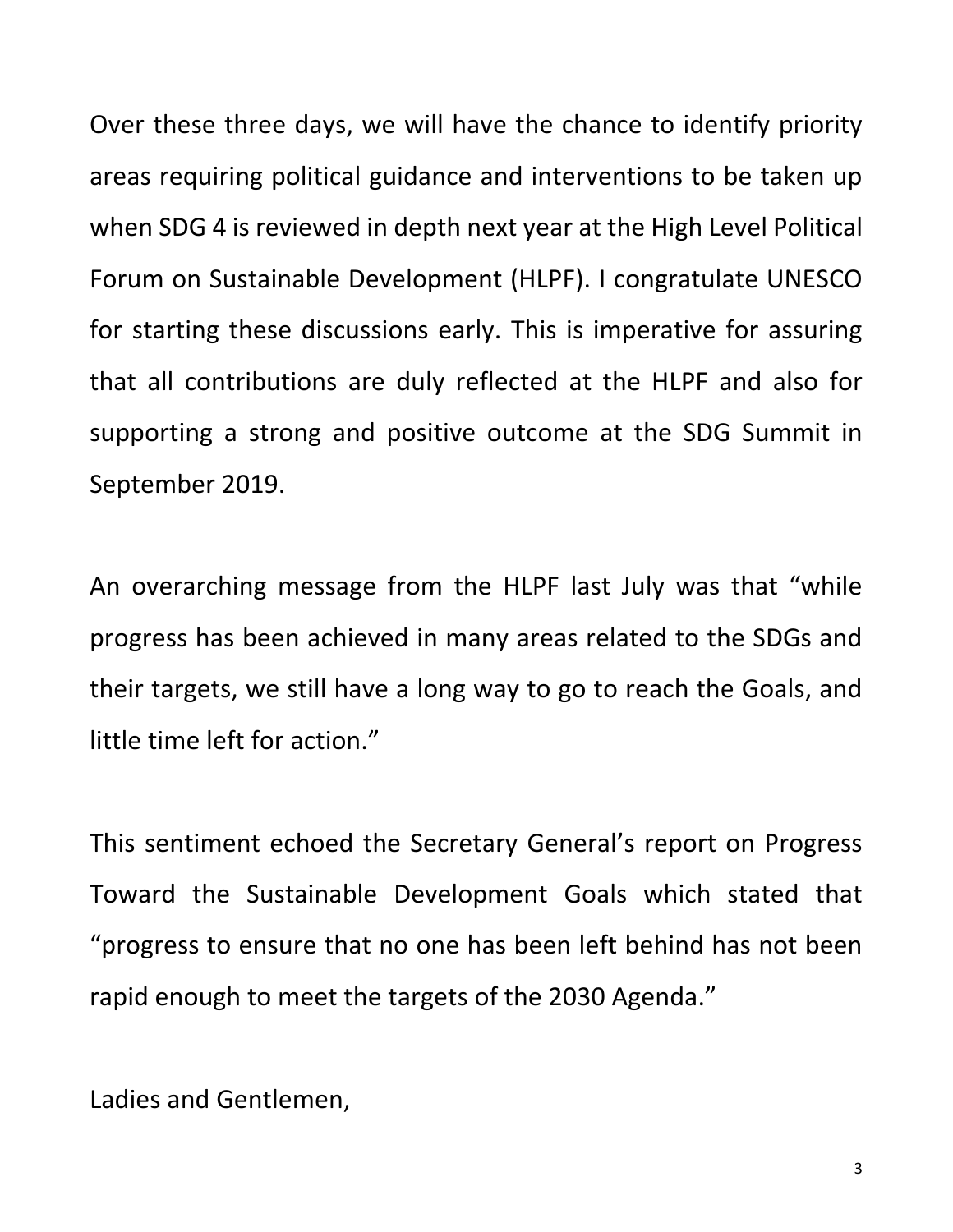Over these three days, we will have the chance to identify priority areas requiring political guidance and interventions to be taken up when SDG 4 is reviewed in depth next year at the High Level Political Forum on Sustainable Development (HLPF). I congratulate UNESCO for starting these discussions early. This is imperative for assuring that all contributions are duly reflected at the HLPF and also for supporting a strong and positive outcome at the SDG Summit in September 2019.

An overarching message from the HLPF last July was that "while progress has been achieved in many areas related to the SDGs and their targets, we still have a long way to go to reach the Goals, and little time left for action."

This sentiment echoed the Secretary General's report on Progress Toward the Sustainable Development Goals which stated that "progress to ensure that no one has been left behind has not been rapid enough to meet the targets of the 2030 Agenda."

Ladies and Gentlemen,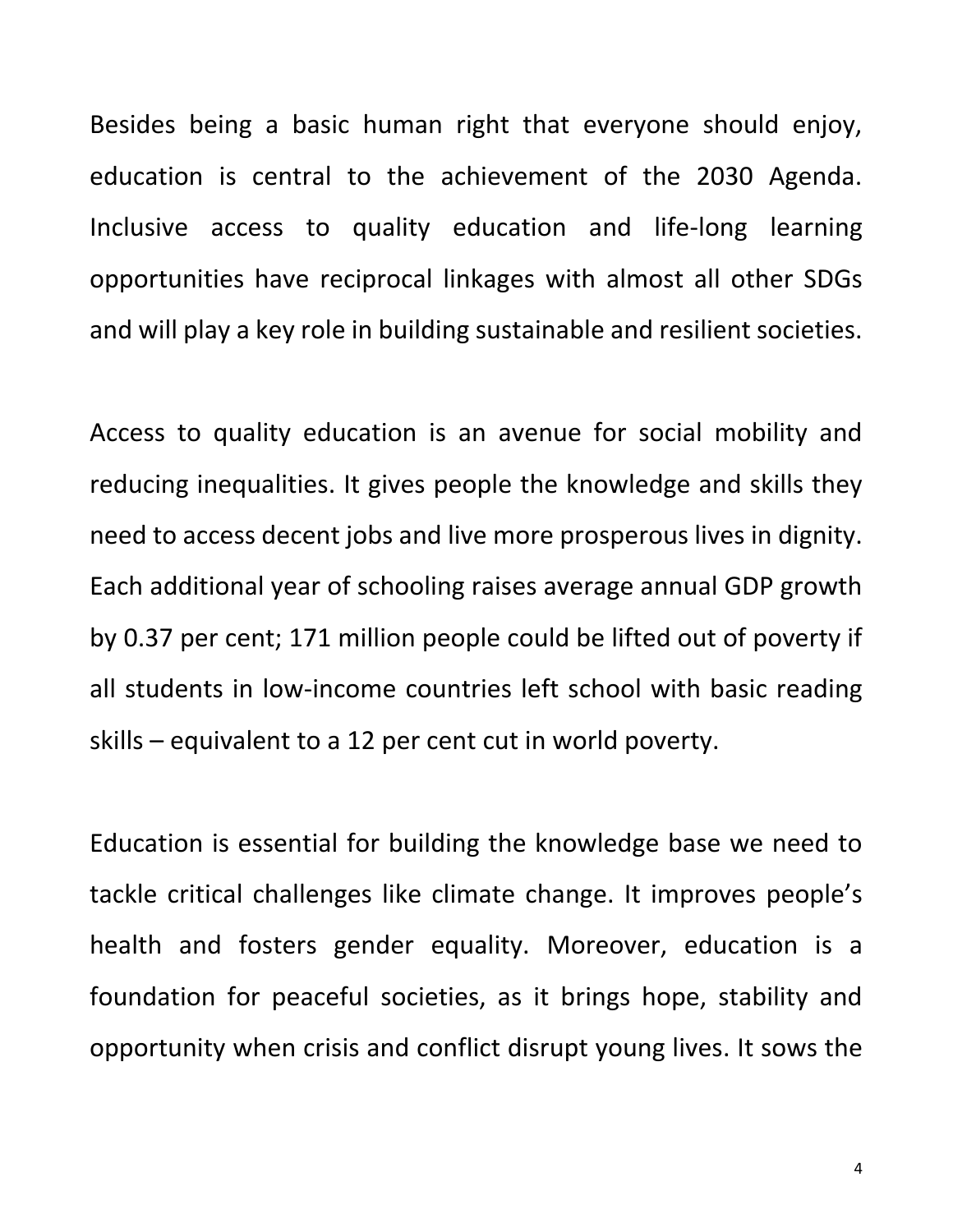Besides being a basic human right that everyone should enjoy, education is central to the achievement of the 2030 Agenda. Inclusive access to quality education and life-long learning opportunities have reciprocal linkages with almost all other SDGs and will play a key role in building sustainable and resilient societies.

Access to quality education is an avenue for social mobility and reducing inequalities. It gives people the knowledge and skills they need to access decent jobs and live more prosperous lives in dignity. Each additional year of schooling raises average annual GDP growth by 0.37 per cent; 171 million people could be lifted out of poverty if all students in low-income countries left school with basic reading skills – equivalent to a 12 per cent cut in world poverty.

Education is essential for building the knowledge base we need to tackle critical challenges like climate change. It improves people's health and fosters gender equality. Moreover, education is a foundation for peaceful societies, as it brings hope, stability and opportunity when crisis and conflict disrupt young lives. It sows the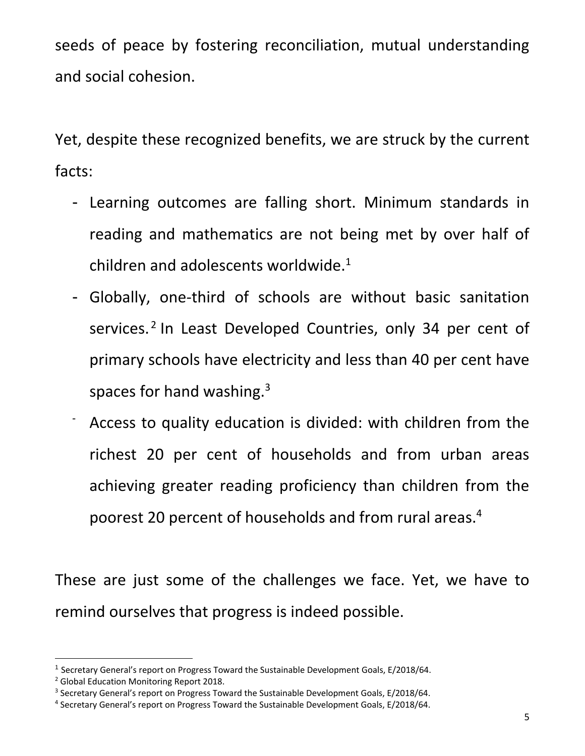seeds of peace by fostering reconciliation, mutual understanding and social cohesion.

Yet, despite these recognized benefits, we are struck by the current facts:

- Learning outcomes are falling short. Minimum standards in reading and mathematics are not being met by over half of children and adolescents worldwide.[1]
- Globally, one-third of schools are without basic sanitation services.[2] In Least Developed Countries, only 34 per cent of primary schools have electricity and less than 40 per cent have spaces for hand washing.[3]
- Access to quality education is divided: with children from the richest 20 per cent of households and from urban areas achieving greater reading proficiency than children from the poorest 20 percent of households and from rural areas.[4]

These are just some of the challenges we face. Yet, we have to remind ourselves that progress is indeed possible.

---

[1] Secretary General's report on Progress Toward the Sustainable Development Goals, E/2018/64.

[2] Global Education Monitoring Report 2018.

[3] Secretary General's report on Progress Toward the Sustainable Development Goals, E/2018/64.

[4] Secretary General's report on Progress Toward the Sustainable Development Goals, E/2018/64.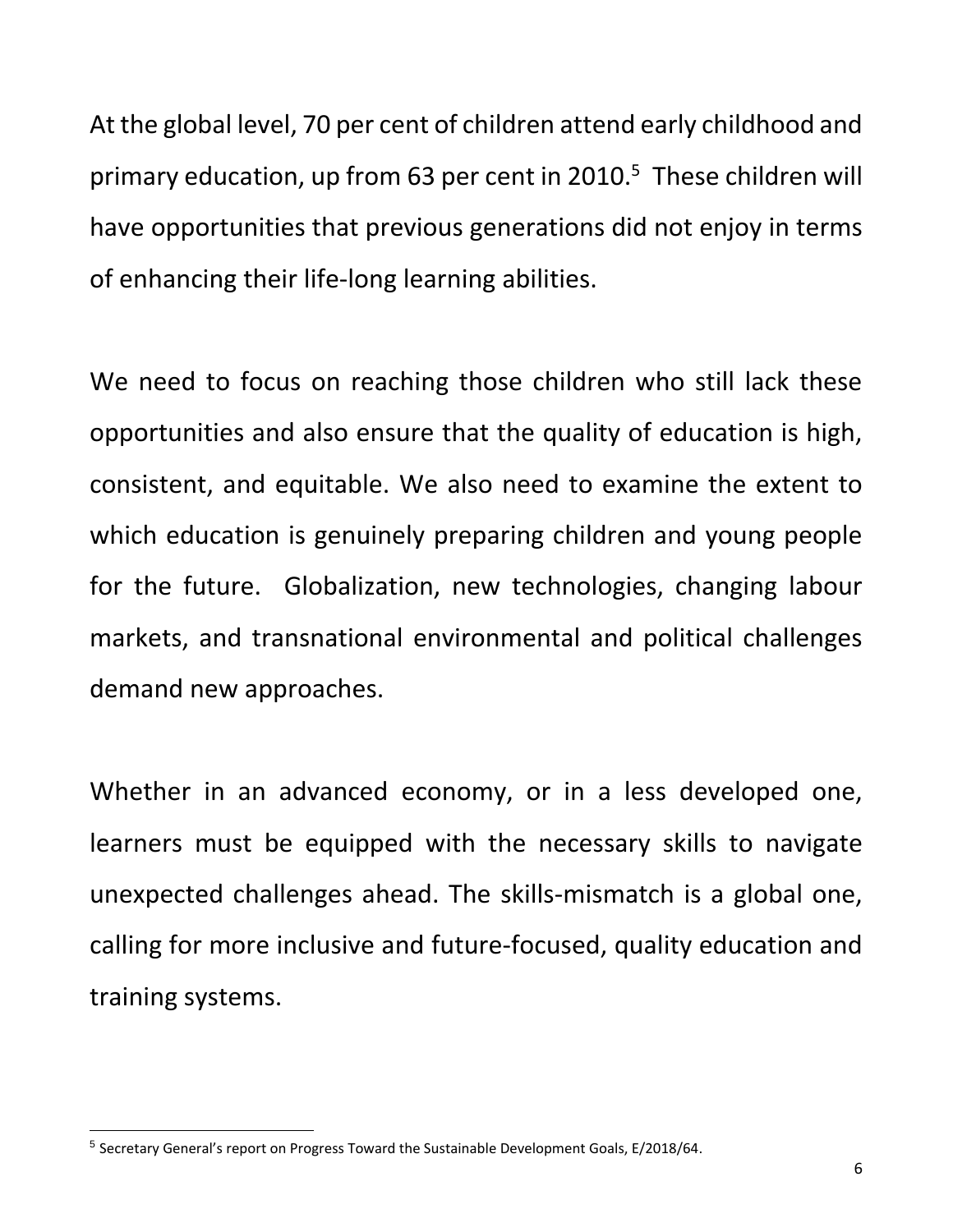At the global level, 70 per cent of children attend early childhood and primary education, up from 63 per cent in 2010.[5] These children will have opportunities that previous generations did not enjoy in terms of enhancing their life-long learning abilities.

We need to focus on reaching those children who still lack these opportunities and also ensure that the quality of education is high, consistent, and equitable. We also need to examine the extent to which education is genuinely preparing children and young people for the future. Globalization, new technologies, changing labour markets, and transnational environmental and political challenges demand new approaches.

Whether in an advanced economy, or in a less developed one, learners must be equipped with the necessary skills to navigate unexpected challenges ahead. The skills-mismatch is a global one, calling for more inclusive and future-focused, quality education and training systems.

---

[5] Secretary General's report on Progress Toward the Sustainable Development Goals, E/2018/64.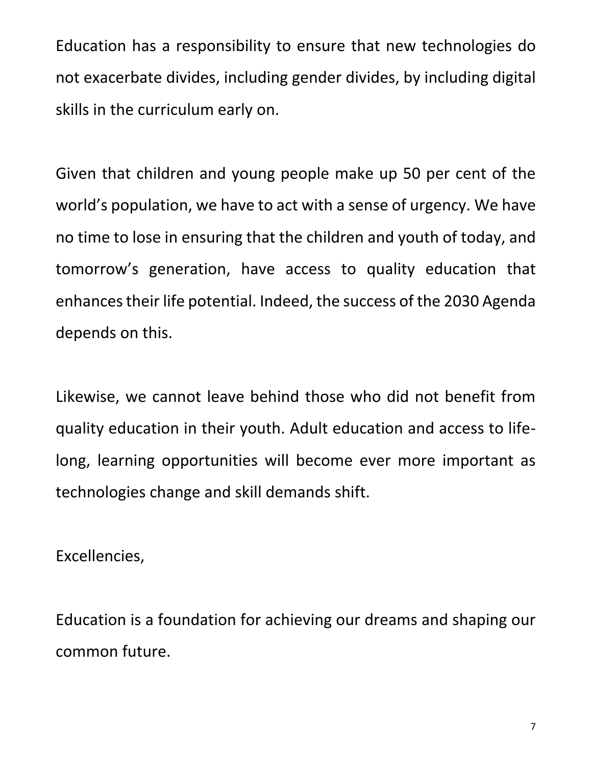Education has a responsibility to ensure that new technologies do not exacerbate divides, including gender divides, by including digital skills in the curriculum early on.

Given that children and young people make up 50 per cent of the world's population, we have to act with a sense of urgency. We have no time to lose in ensuring that the children and youth of today, and tomorrow's generation, have access to quality education that enhances their life potential. Indeed, the success of the 2030 Agenda depends on this.

Likewise, we cannot leave behind those who did not benefit from quality education in their youth. Adult education and access to life-long, learning opportunities will become ever more important as technologies change and skill demands shift.

Excellencies,

Education is a foundation for achieving our dreams and shaping our common future.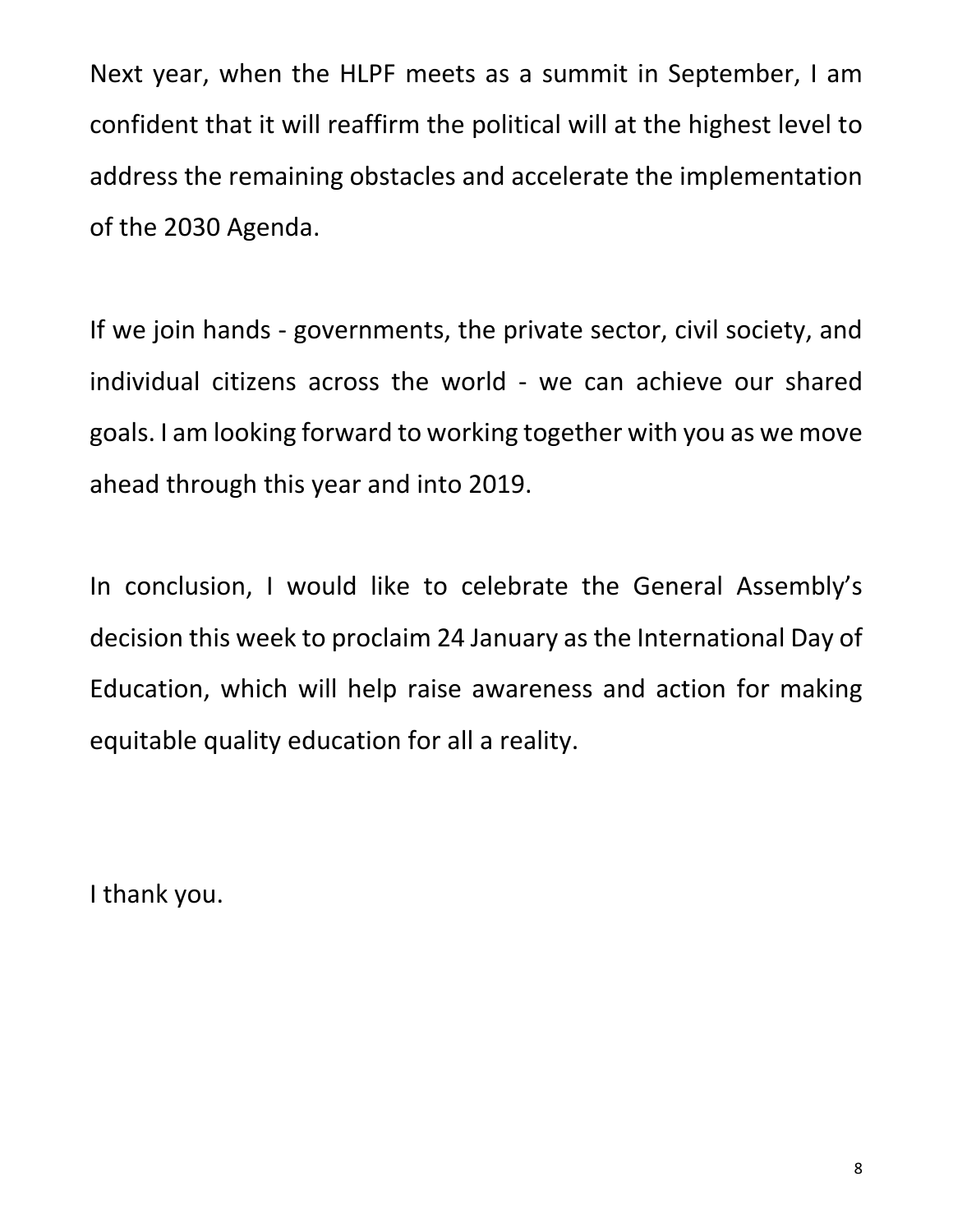Next year, when the HLPF meets as a summit in September, I am confident that it will reaffirm the political will at the highest level to address the remaining obstacles and accelerate the implementation of the 2030 Agenda.

If we join hands - governments, the private sector, civil society, and individual citizens across the world - we can achieve our shared goals. I am looking forward to working together with you as we move ahead through this year and into 2019.

In conclusion, I would like to celebrate the General Assembly's decision this week to proclaim 24 January as the International Day of Education, which will help raise awareness and action for making equitable quality education for all a reality.

I thank you.